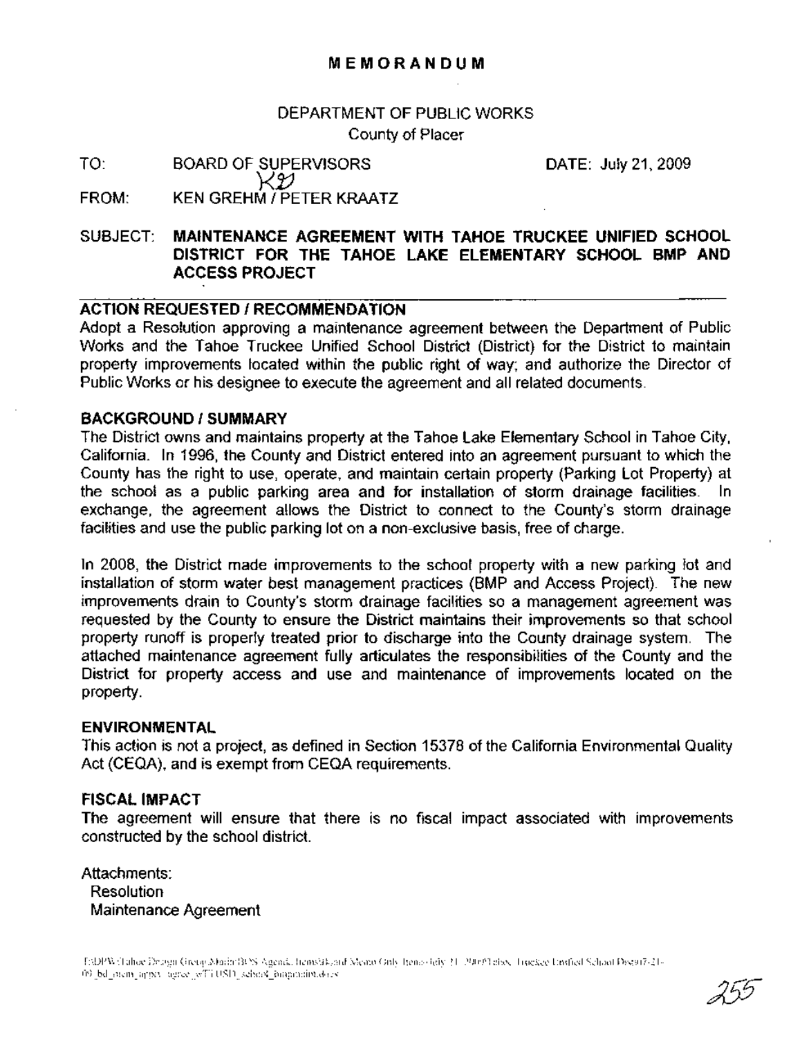# MEMORANDUM

DEPARTMENT OF PUBLIC WORKS
County of Placer

TO: BOARD OF SUPERVISORS DATE: July 21, 2009

FROM: KEN GREHM / PETER KRAATZ

SUBJECT: **MAINTENANCE AGREEMENT WITH TAHOE TRUCKEE UNIFIED SCHOOL DISTRICT FOR THE TAHOE LAKE ELEMENTARY SCHOOL BMP AND ACCESS PROJECT**

## ACTION REQUESTED / RECOMMENDATION

Adopt a Resolution approving a maintenance agreement between the Department of Public Works and the Tahoe Truckee Unified School District (District) for the District to maintain property improvements located within the public right of way; and authorize the Director of Public Works or his designee to execute the agreement and all related documents.

## BACKGROUND / SUMMARY

The District owns and maintains property at the Tahoe Lake Elementary School in Tahoe City, California. In 1996, the County and District entered into an agreement pursuant to which the County has the right to use, operate, and maintain certain property (Parking Lot Property) at the school as a public parking area and for installation of storm drainage facilities. In exchange, the agreement allows the District to connect to the County's storm drainage facilities and use the public parking lot on a non-exclusive basis, free of charge.

In 2008, the District made improvements to the school property with a new parking lot and installation of storm water best management practices (BMP and Access Project). The new improvements drain to County's storm drainage facilities so a management agreement was requested by the County to ensure the District maintains their improvements so that school property runoff is properly treated prior to discharge into the County drainage system. The attached maintenance agreement fully articulates the responsibilities of the County and the District for property access and use and maintenance of improvements located on the property.

## ENVIRONMENTAL

This action is not a project, as defined in Section 15378 of the California Environmental Quality Act (CEQA), and is exempt from CEQA requirements.

## FISCAL IMPACT

The agreement will ensure that there is no fiscal impact associated with improvements constructed by the school district.

Attachments:
- Resolution
- Maintenance Agreement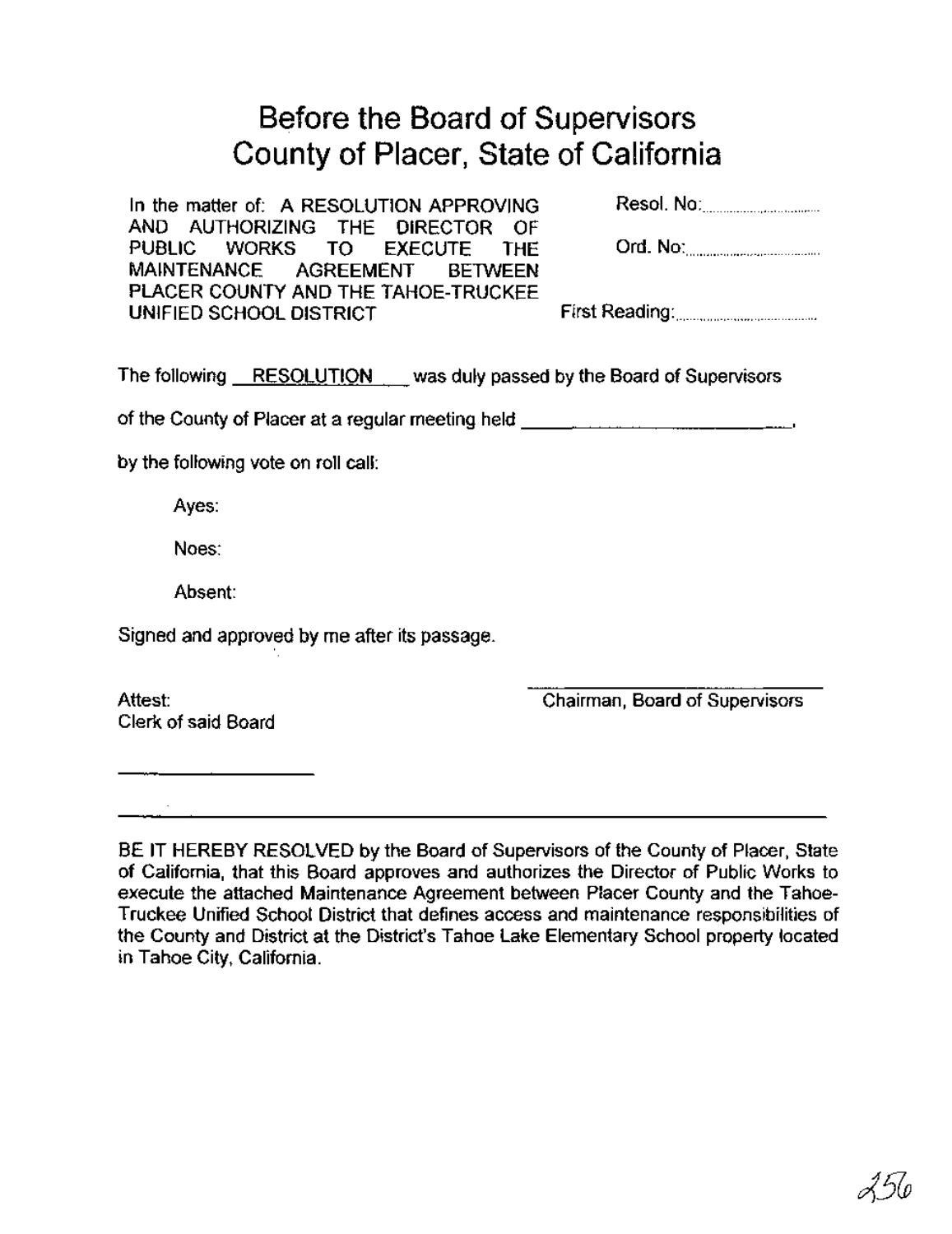# Before the Board of Supervisors
# County of Placer, State of California

| | |
|---|---|
| In the matter of: A RESOLUTION APPROVING AND AUTHORIZING THE DIRECTOR OF PUBLIC WORKS TO EXECUTE THE MAINTENANCE AGREEMENT BETWEEN PLACER COUNTY AND THE TAHOE-TRUCKEE UNIFIED SCHOOL DISTRICT | Resol. No:..................<br><br>Ord. No:..................<br><br>First Reading:.................. |

The following RESOLUTION was duly passed by the Board of Supervisors

of the County of Placer at a regular meeting held ______________________,

by the following vote on roll call:

Ayes:

Noes:

Absent:

Signed and approved by me after its passage.

Attest:
Clerk of said Board

______________________

Chairman, Board of Supervisors

BE IT HEREBY RESOLVED by the Board of Supervisors of the County of Placer, State of California, that this Board approves and authorizes the Director of Public Works to execute the attached Maintenance Agreement between Placer County and the Tahoe-Truckee Unified School District that defines access and maintenance responsibilities of the County and District at the District's Tahoe Lake Elementary School property located in Tahoe City, California.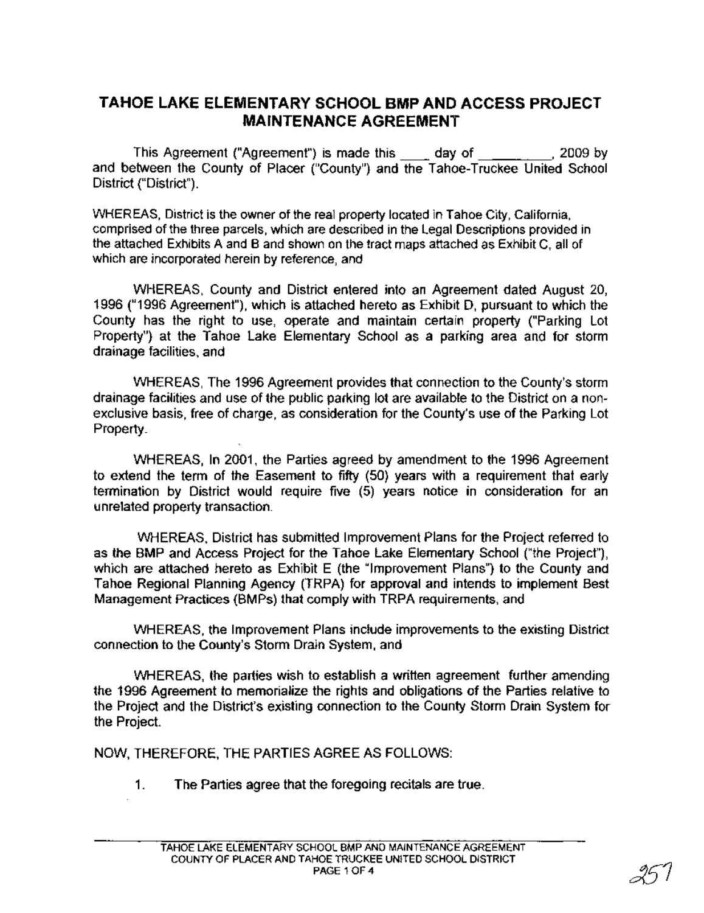# TAHOE LAKE ELEMENTARY SCHOOL BMP AND ACCESS PROJECT MAINTENANCE AGREEMENT

This Agreement ("Agreement") is made this ____ day of _________, 2009 by and between the County of Placer ("County") and the Tahoe-Truckee United School District ("District").

WHEREAS, District is the owner of the real property located in Tahoe City, California, comprised of the three parcels, which are described in the Legal Descriptions provided in the attached Exhibits A and B and shown on the tract maps attached as Exhibit C, all of which are incorporated herein by reference, and

WHEREAS, County and District entered into an Agreement dated August 20, 1996 ("1996 Agreement"), which is attached hereto as Exhibit D, pursuant to which the County has the right to use, operate and maintain certain property ("Parking Lot Property") at the Tahoe Lake Elementary School as a parking area and for storm drainage facilities, and

WHEREAS, The 1996 Agreement provides that connection to the County's storm drainage facilities and use of the public parking lot are available to the District on a non-exclusive basis, free of charge, as consideration for the County's use of the Parking Lot Property.

WHEREAS, In 2001, the Parties agreed by amendment to the 1996 Agreement to extend the term of the Easement to fifty (50) years with a requirement that early termination by District would require five (5) years notice in consideration for an unrelated property transaction.

WHEREAS, District has submitted Improvement Plans for the Project referred to as the BMP and Access Project for the Tahoe Lake Elementary School ("the Project"), which are attached hereto as Exhibit E (the "Improvement Plans") to the County and Tahoe Regional Planning Agency (TRPA) for approval and intends to implement Best Management Practices (BMPs) that comply with TRPA requirements, and

WHEREAS, the Improvement Plans include improvements to the existing District connection to the County's Storm Drain System, and

WHEREAS, the parties wish to establish a written agreement further amending the 1996 Agreement to memorialize the rights and obligations of the Parties relative to the Project and the District's existing connection to the County Storm Drain System for the Project.

NOW, THEREFORE, THE PARTIES AGREE AS FOLLOWS:

1. The Parties agree that the foregoing recitals are true.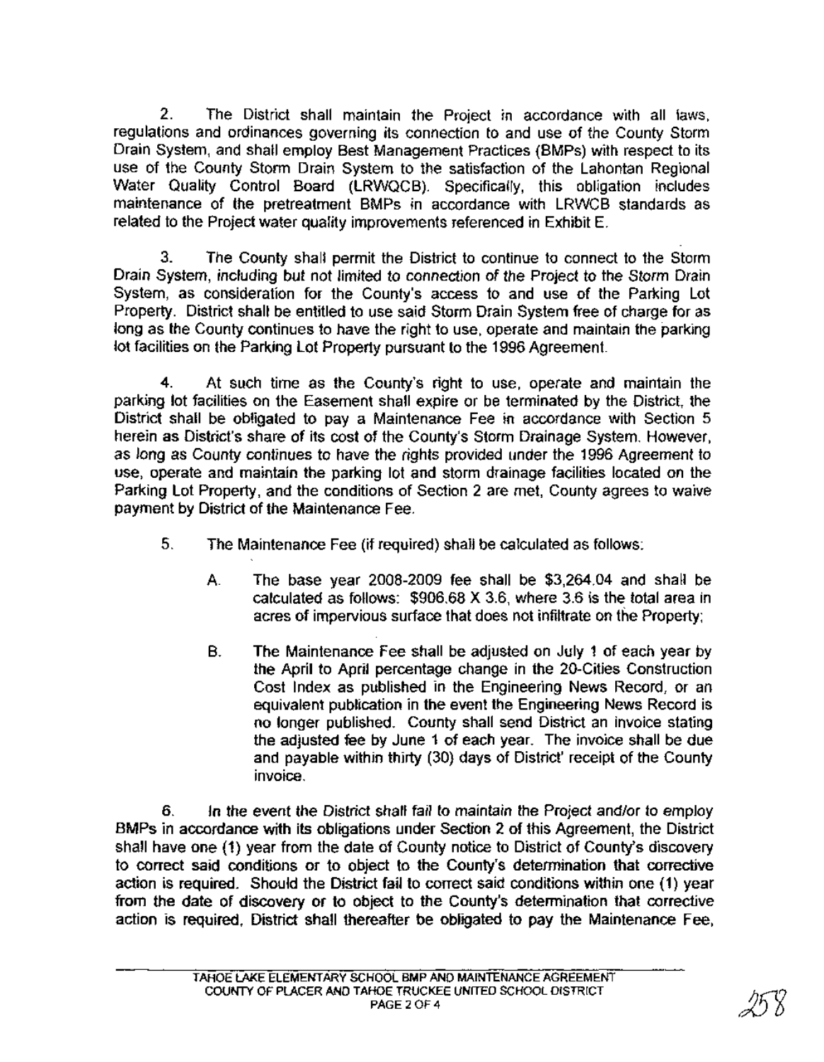2. The District shall maintain the Project in accordance with all laws, regulations and ordinances governing its connection to and use of the County Storm Drain System, and shall employ Best Management Practices (BMPs) with respect to its use of the County Storm Drain System to the satisfaction of the Lahontan Regional Water Quality Control Board (LRWQCB). Specifically, this obligation includes maintenance of the pretreatment BMPs in accordance with LRWCB standards as related to the Project water quality improvements referenced in Exhibit E.

3. The County shall permit the District to continue to connect to the Storm Drain System, including but not limited to connection of the Project to the Storm Drain System, as consideration for the County's access to and use of the Parking Lot Property. District shall be entitled to use said Storm Drain System free of charge for as long as the County continues to have the right to use, operate and maintain the parking lot facilities on the Parking Lot Property pursuant to the 1996 Agreement.

4. At such time as the County's right to use, operate and maintain the parking lot facilities on the Easement shall expire or be terminated by the District, the District shall be obligated to pay a Maintenance Fee in accordance with Section 5 herein as District's share of its cost of the County's Storm Drainage System. However, as long as County continues to have the rights provided under the 1996 Agreement to use, operate and maintain the parking lot and storm drainage facilities located on the Parking Lot Property, and the conditions of Section 2 are met, County agrees to waive payment by District of the Maintenance Fee.

5. The Maintenance Fee (if required) shall be calculated as follows:

   A. The base year 2008-2009 fee shall be $3,264.04 and shall be calculated as follows: $906.68 X 3.6, where 3.6 is the total area in acres of impervious surface that does not infiltrate on the Property;

   B. The Maintenance Fee shall be adjusted on July 1 of each year by the April to April percentage change in the 20-Cities Construction Cost Index as published in the Engineering News Record, or an equivalent publication in the event the Engineering News Record is no longer published. County shall send District an invoice stating the adjusted fee by June 1 of each year. The invoice shall be due and payable within thirty (30) days of District' receipt of the County invoice.

6. In the event the District shall fail to maintain the Project and/or to employ BMPs in accordance with its obligations under Section 2 of this Agreement, the District shall have one (1) year from the date of County notice to District of County's discovery to correct said conditions or to object to the County's determination that corrective action is required. Should the District fail to correct said conditions within one (1) year from the date of discovery or to object to the County's determination that corrective action is required, District shall thereafter be obligated to pay the Maintenance Fee,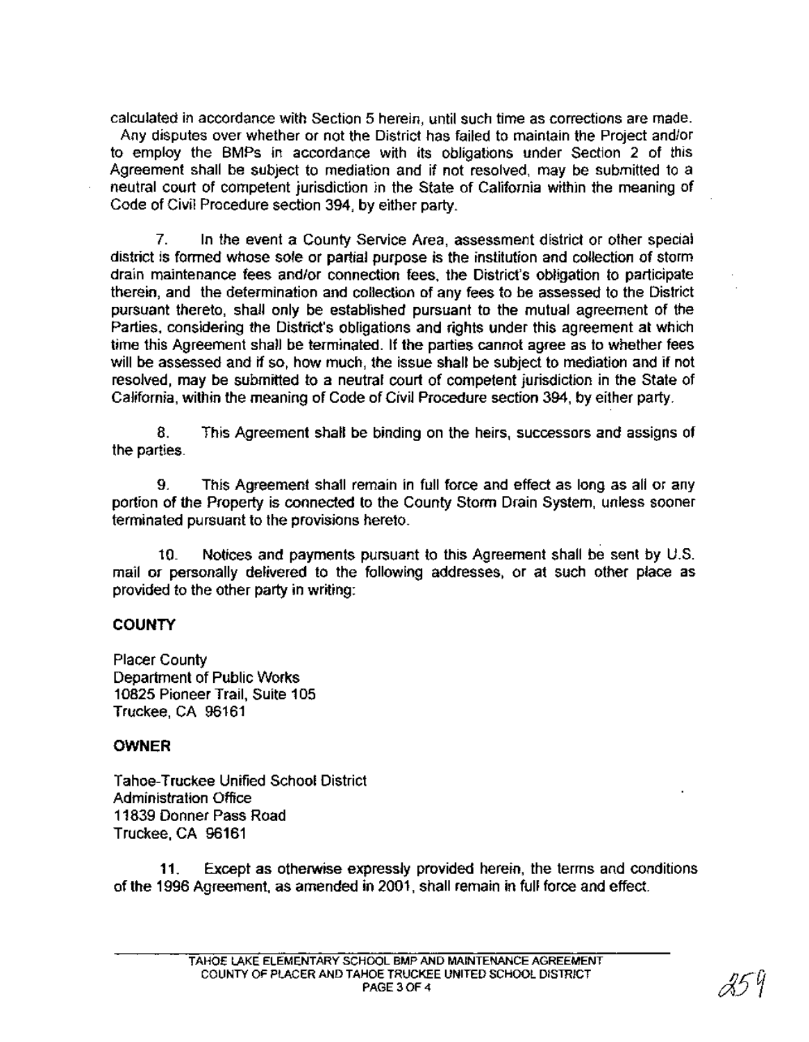calculated in accordance with Section 5 herein, until such time as corrections are made. Any disputes over whether or not the District has failed to maintain the Project and/or to employ the BMPs in accordance with its obligations under Section 2 of this Agreement shall be subject to mediation and if not resolved, may be submitted to a neutral court of competent jurisdiction in the State of California within the meaning of Code of Civil Procedure section 394, by either party.

7. In the event a County Service Area, assessment district or other special district is formed whose sole or partial purpose is the institution and collection of storm drain maintenance fees and/or connection fees, the District's obligation to participate therein, and the determination and collection of any fees to be assessed to the District pursuant thereto, shall only be established pursuant to the mutual agreement of the Parties, considering the District's obligations and rights under this agreement at which time this Agreement shall be terminated. If the parties cannot agree as to whether fees will be assessed and if so, how much, the issue shall be subject to mediation and if not resolved, may be submitted to a neutral court of competent jurisdiction in the State of California, within the meaning of Code of Civil Procedure section 394, by either party.

8. This Agreement shall be binding on the heirs, successors and assigns of the parties.

9. This Agreement shall remain in full force and effect as long as all or any portion of the Property is connected to the County Storm Drain System, unless sooner terminated pursuant to the provisions hereto.

10. Notices and payments pursuant to this Agreement shall be sent by U.S. mail or personally delivered to the following addresses, or at such other place as provided to the other party in writing:

**COUNTY**

Placer County
Department of Public Works
10825 Pioneer Trail, Suite 105
Truckee, CA 96161

**OWNER**

Tahoe-Truckee Unified School District
Administration Office
11839 Donner Pass Road
Truckee, CA 96161

11. Except as otherwise expressly provided herein, the terms and conditions of the 1996 Agreement, as amended in 2001, shall remain in full force and effect.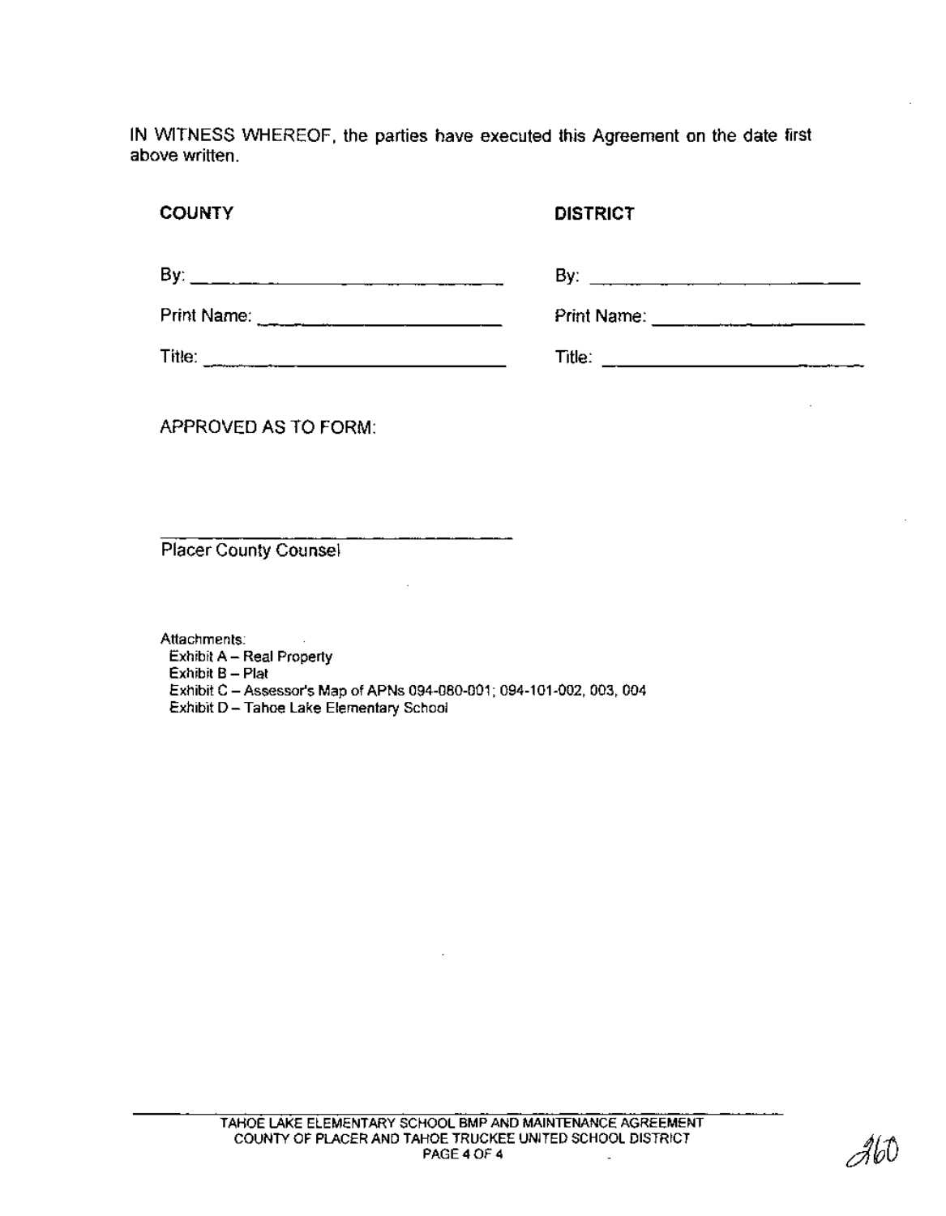IN WITNESS WHEREOF, the parties have executed this Agreement on the date first above written.

| **COUNTY** | **DISTRICT** |
|---|---|
| By: ______________________ | By: ______________________ |
| Print Name: ______________________ | Print Name: ______________________ |
| Title: ______________________ | Title: ______________________ |

APPROVED AS TO FORM:

______________________

Placer County Counsel

Attachments:
Exhibit A – Real Property
Exhibit B – Plat
Exhibit C – Assessor's Map of APNs 094-080-001; 094-101-002, 003, 004
Exhibit D – Tahoe Lake Elementary School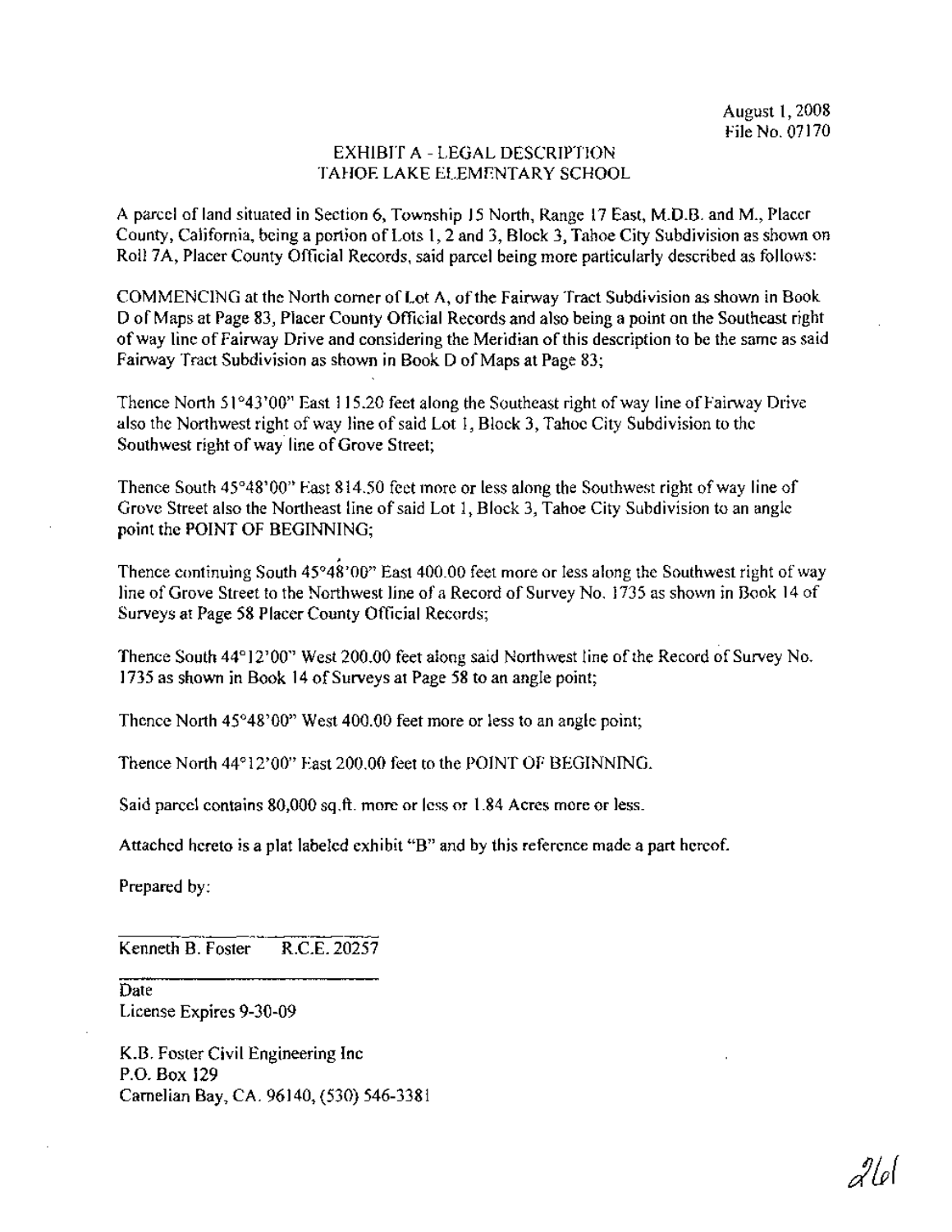August 1, 2008
File No. 07170

# EXHIBIT A - LEGAL DESCRIPTION
# TAHOE LAKE ELEMENTARY SCHOOL

A parcel of land situated in Section 6, Township 15 North, Range 17 East, M.D.B. and M., Placer County, California, being a portion of Lots 1, 2 and 3, Block 3, Tahoe City Subdivision as shown on Roll 7A, Placer County Official Records, said parcel being more particularly described as follows:

COMMENCING at the North corner of Lot A, of the Fairway Tract Subdivision as shown in Book D of Maps at Page 83, Placer County Official Records and also being a point on the Southeast right of way line of Fairway Drive and considering the Meridian of this description to be the same as said Fairway Tract Subdivision as shown in Book D of Maps at Page 83;

Thence North 51°43'00" East 115.20 feet along the Southeast right of way line of Fairway Drive also the Northwest right of way line of said Lot 1, Block 3, Tahoe City Subdivision to the Southwest right of way line of Grove Street;

Thence South 45°48'00" East 814.50 feet more or less along the Southwest right of way line of Grove Street also the Northeast line of said Lot 1, Block 3, Tahoe City Subdivision to an angle point the POINT OF BEGINNING;

Thence continuing South 45°48'00" East 400.00 feet more or less along the Southwest right of way line of Grove Street to the Northwest line of a Record of Survey No. 1735 as shown in Book 14 of Surveys at Page 58 Placer County Official Records;

Thence South 44°12'00" West 200.00 feet along said Northwest line of the Record of Survey No. 1735 as shown in Book 14 of Surveys at Page 58 to an angle point;

Thence North 45°48'00" West 400.00 feet more or less to an angle point;

Thence North 44°12'00" East 200.00 feet to the POINT OF BEGINNING.

Said parcel contains 80,000 sq.ft. more or less or 1.84 Acres more or less.

Attached hereto is a plat labeled exhibit "B" and by this reference made a part hereof.

Prepared by:

Kenneth B. Foster R.C.E. 20257

Date
License Expires 9-30-09

K.B. Foster Civil Engineering Inc
P.O. Box 129
Carnelian Bay, CA. 96140, (530) 546-3381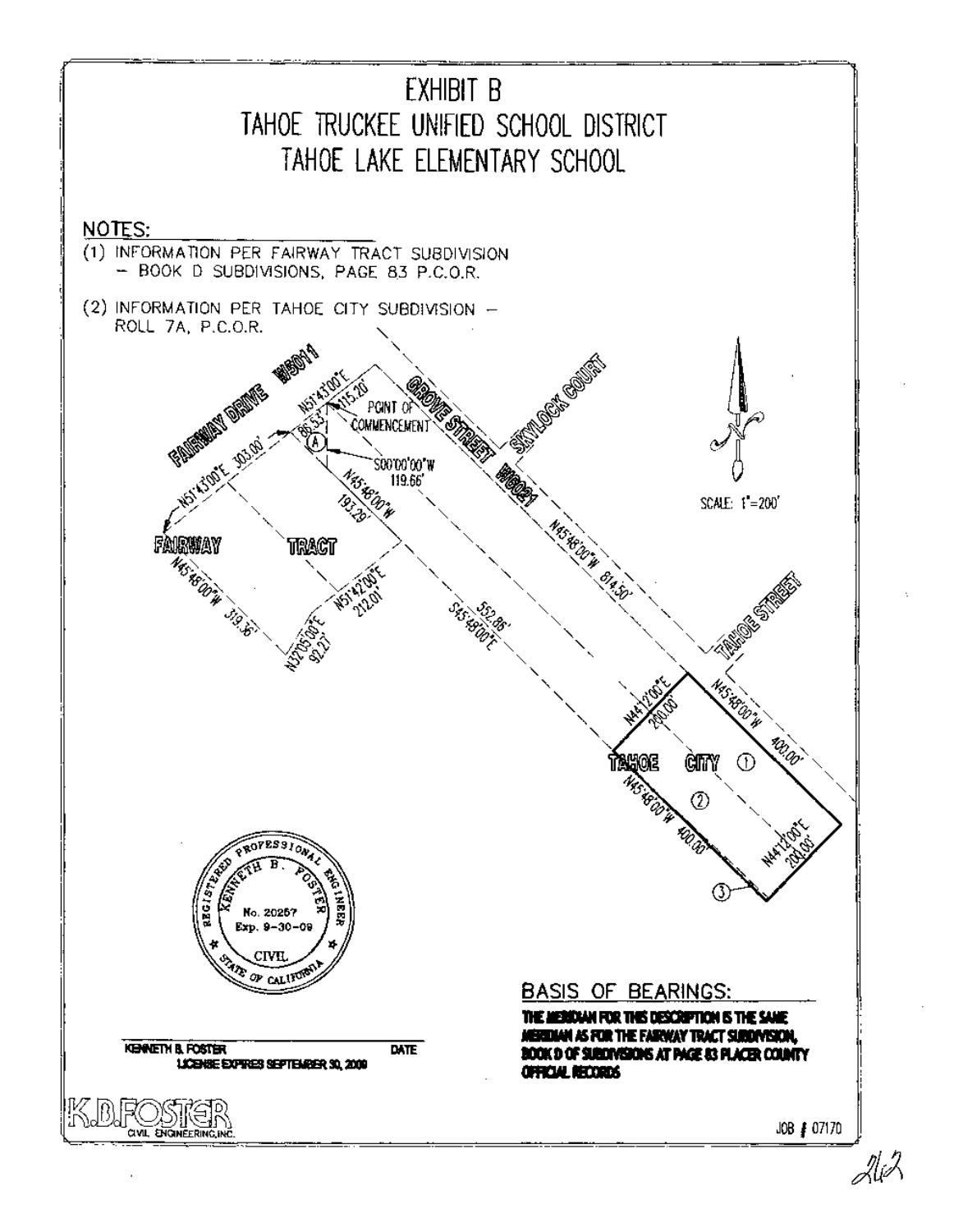# EXHIBIT B
# TAHOE TRUCKEE UNIFIED SCHOOL DISTRICT
# TAHOE LAKE ELEMENTARY SCHOOL

NOTES:

(1) INFORMATION PER FAIRWAY TRACT SUBDIVISION – BOOK D SUBDIVISIONS, PAGE 83 P.C.O.R.

(2) INFORMATION PER TAHOE CITY SUBDIVISION – ROLL 7A, P.C.O.R.

FAIRWAY DRIVE W5011

GROVE STREET W6021

SKYLOCK COURT

TAHOE STREET

FAIRWAY TRACT

TAHOE CITY

POINT OF COMMENCEMENT

(A)

N51°43'00"E 115.20'

N51°43'00"E 86.53'

S00°00'00"W 119.66'

N51°43'00"E 303.00'

N45°48'00"W 193.29'

N45°48'00"W 319.36'

N32°05'00"E 92.27'

N51°42'00"E 212.01'

552.86' S45°48'00"E

N45°48'00"W 814.50'

N44°12'00"E 200.00'

N45°48'00"W 400.00'

N45°48'00"W 400.00'

N44°12'00"E 200.00'

① ② ③

SCALE: 1"=200'

REGISTERED PROFESSIONAL ENGINEER
KENNETH B. FOSTER
No. 20257
Exp. 9-30-09
CIVIL
STATE OF CALIFORNIA

KENNETH B. FOSTER DATE
LICENSE EXPIRES SEPTEMBER 30, 2009

## BASIS OF BEARINGS:

**THE MERIDIAN FOR THIS DESCRIPTION IS THE SAME MERIDIAN AS FOR THE FAIRWAY TRACT SUBDIVISION, BOOK D OF SUBDIVISIONS AT PAGE 83 PLACER COUNTY OFFICIAL RECORDS**

K.B.FOSTER CIVIL ENGINEERING, INC.

JOB # 07170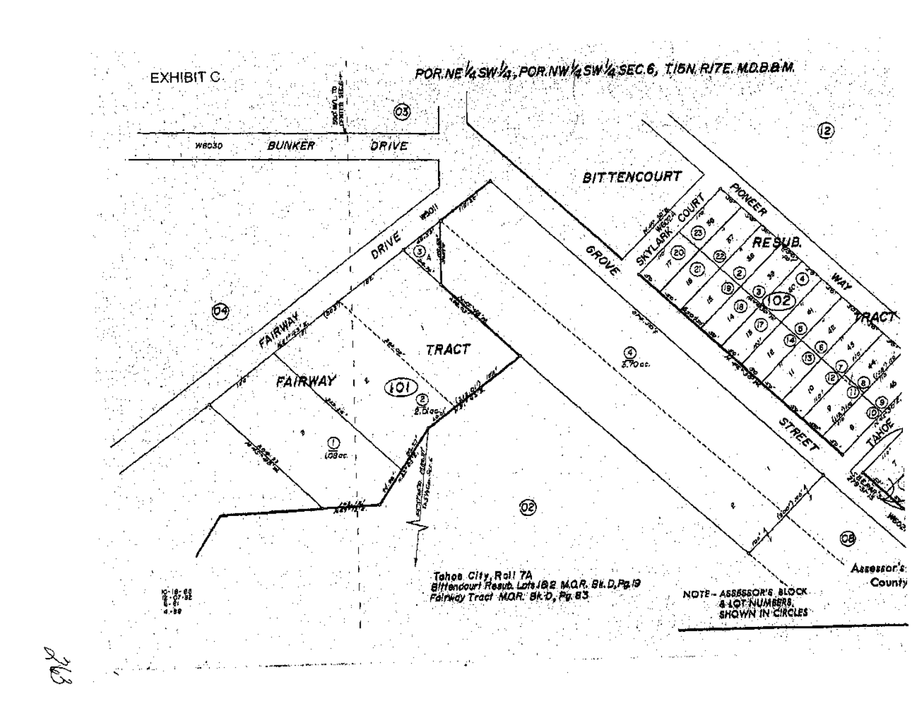EXHIBIT C

POR. NE 1/4 SW 1/4, POR. NW 1/4 SW 1/4 SEC. 6, T.16N. R.17E. M.D.B.&M.

BUNKER DRIVE

FAIRWAY DRIVE

FAIRWAY TRACT

GROVE STREET

BITTENCOURT RESUB.

SKYLARK COURT

PIONEER WAY TRACT

TAHOE

Tahoe City, Roll 7A
Bittencourt Resub. Lots 1 & 2 M.O.R. Bk. D, Pg. 19
Fairway Tract M.O.R. Bk. D, Pg. 83

NOTE - ASSESSOR'S BLOCK & LOT NUMBERS SHOWN IN CIRCLES

Assessor's ... County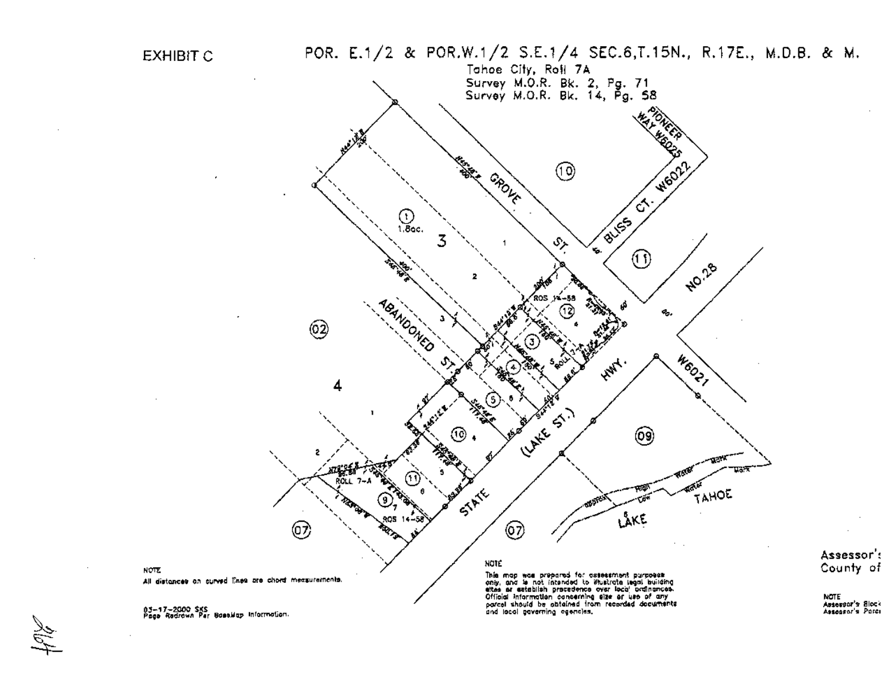EXHIBIT C

# POR. E.1/2 & POR.W.1/2 S.E.1/4 SEC.6,T.15N., R.17E., M.D.B. & M.

Tahoe City, Roll 7A
Survey M.O.R. Bk. 2, Pg. 71
Survey M.O.R. Bk. 14, Pg. 58

PIONEER WAY W6025

BLISS CT. W6022

GROVE ST.

ABANDONED ST.

NO.28

STATE HWY. (LAKE ST.)

W6021

LAKE TAHOE

1.8ac.

ROLL 7-A

ROS 14-58

NOTE
All distances on curved lines are chord measurements.

03-17-2000 SKS
Page Redrawn Per BaseMap Information.

NOTE
This map was prepared for assessment purposes only, and is not intended to illustrate legal building sites or establish precedence over local ordinances. Official information concerning size or use of any parcel should be obtained from recorded documents and local governing agencies.

Assessor's
County of

NOTE
Assessor's Block
Assessor's Parcel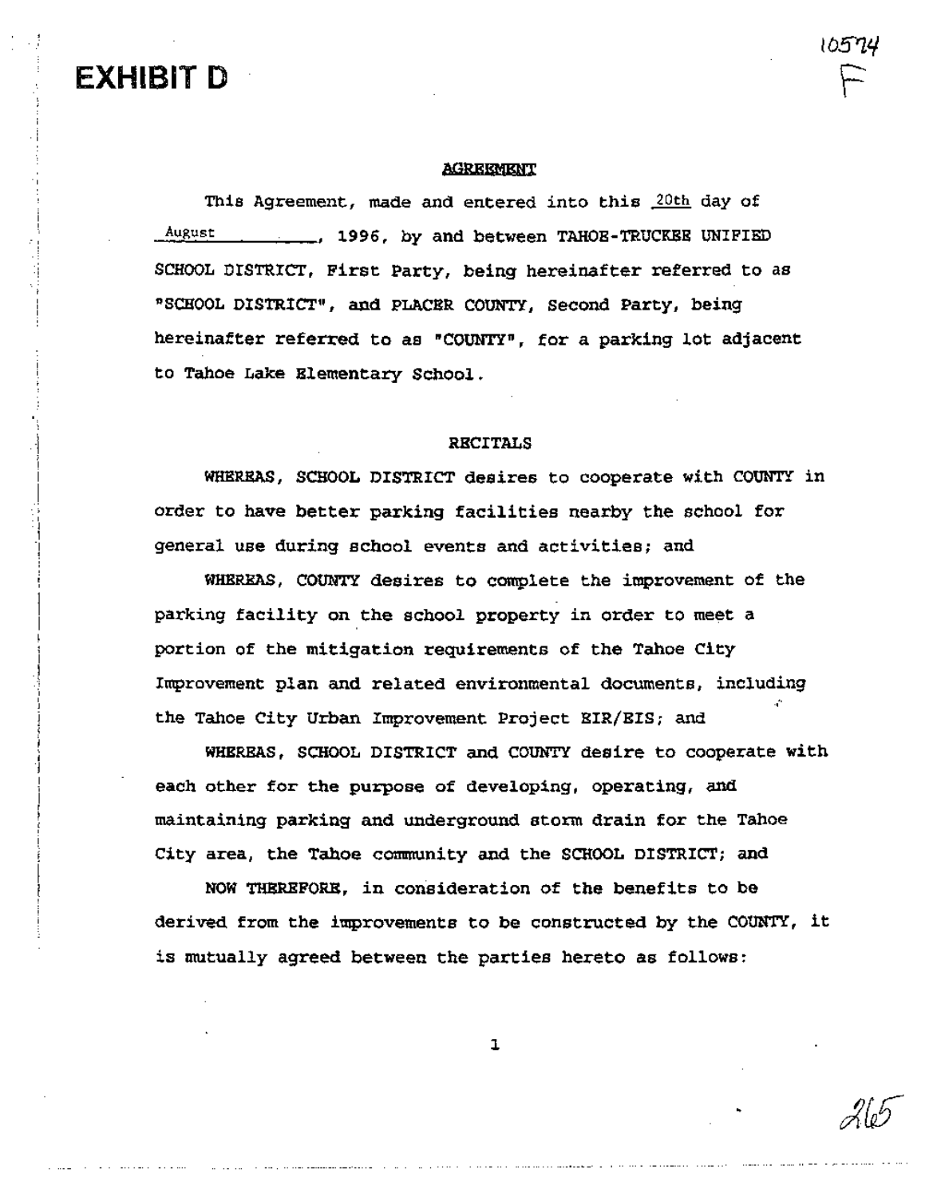# EXHIBIT D

10574

F

**AGREEMENT**

This Agreement, made and entered into this 20th day of August, 1996, by and between TAHOE-TRUCKEE UNIFIED SCHOOL DISTRICT, First Party, being hereinafter referred to as "SCHOOL DISTRICT", and PLACER COUNTY, Second Party, being hereinafter referred to as "COUNTY", for a parking lot adjacent to Tahoe Lake Elementary School.

RECITALS

WHEREAS, SCHOOL DISTRICT desires to cooperate with COUNTY in order to have better parking facilities nearby the school for general use during school events and activities; and

WHEREAS, COUNTY desires to complete the improvement of the parking facility on the school property in order to meet a portion of the mitigation requirements of the Tahoe City Improvement plan and related environmental documents, including the Tahoe City Urban Improvement Project EIR/EIS; and

WHEREAS, SCHOOL DISTRICT and COUNTY desire to cooperate with each other for the purpose of developing, operating, and maintaining parking and underground storm drain for the Tahoe City area, the Tahoe community and the SCHOOL DISTRICT; and

NOW THEREFORE, in consideration of the benefits to be derived from the improvements to be constructed by the COUNTY, it is mutually agreed between the parties hereto as follows:

265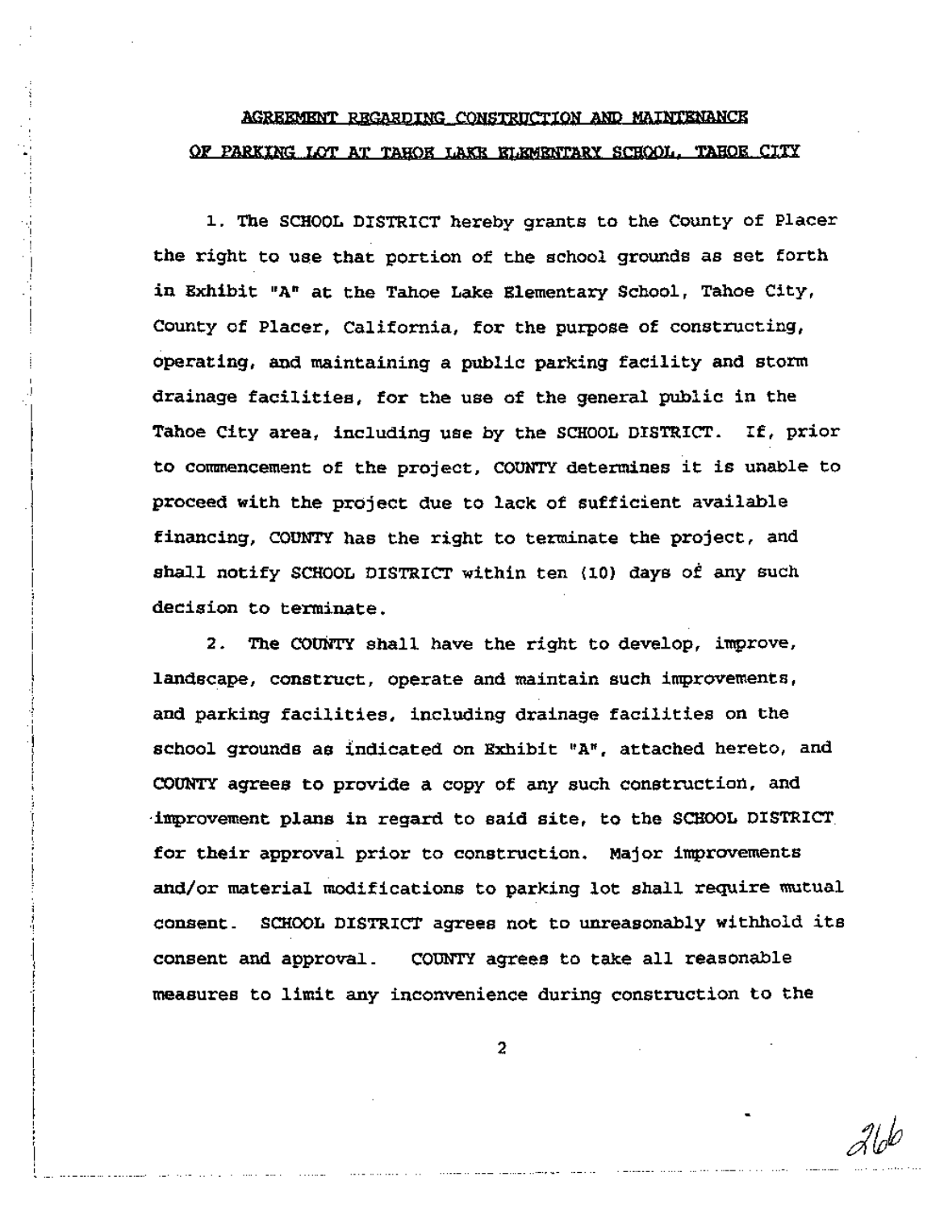## AGREEMENT REGARDING CONSTRUCTION AND MAINTENANCE OF PARKING LOT AT TAHOE LAKE ELEMENTARY SCHOOL, TAHOE CITY

1. The SCHOOL DISTRICT hereby grants to the County of Placer the right to use that portion of the school grounds as set forth in Exhibit "A" at the Tahoe Lake Elementary School, Tahoe City, County of Placer, California, for the purpose of constructing, operating, and maintaining a public parking facility and storm drainage facilities, for the use of the general public in the Tahoe City area, including use by the SCHOOL DISTRICT. If, prior to commencement of the project, COUNTY determines it is unable to proceed with the project due to lack of sufficient available financing, COUNTY has the right to terminate the project, and shall notify SCHOOL DISTRICT within ten (10) days of any such decision to terminate.

2. The COUNTY shall have the right to develop, improve, landscape, construct, operate and maintain such improvements, and parking facilities, including drainage facilities on the school grounds as indicated on Exhibit "A", attached hereto, and COUNTY agrees to provide a copy of any such construction, and improvement plans in regard to said site, to the SCHOOL DISTRICT for their approval prior to construction. Major improvements and/or material modifications to parking lot shall require mutual consent. SCHOOL DISTRICT agrees not to unreasonably withhold its consent and approval. COUNTY agrees to take all reasonable measures to limit any inconvenience during construction to the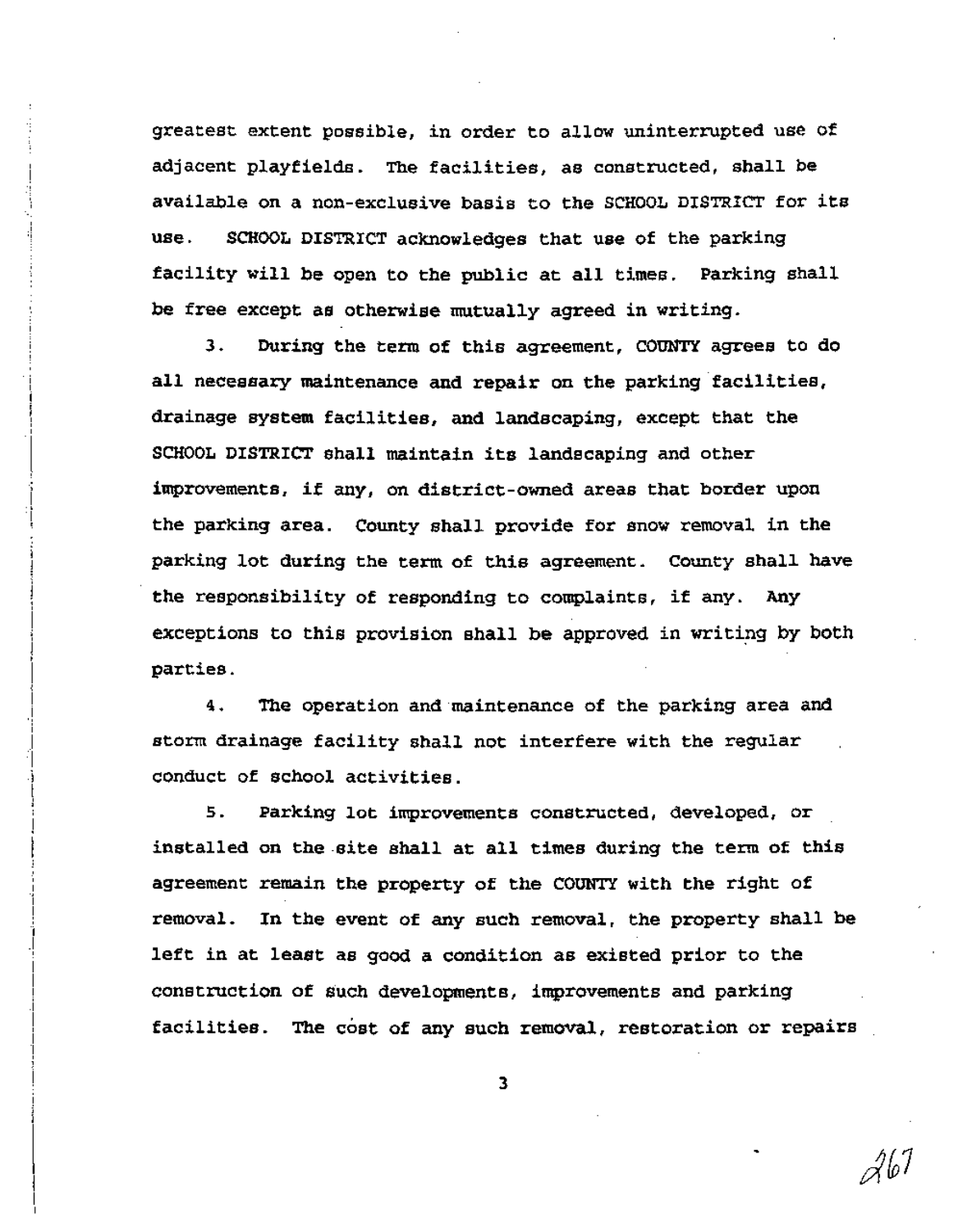greatest extent possible, in order to allow uninterrupted use of adjacent playfields. The facilities, as constructed, shall be available on a non-exclusive basis to the SCHOOL DISTRICT for its use. SCHOOL DISTRICT acknowledges that use of the parking facility will be open to the public at all times. Parking shall be free except as otherwise mutually agreed in writing.

3. During the term of this agreement, COUNTY agrees to do all necessary maintenance and repair on the parking facilities, drainage system facilities, and landscaping, except that the SCHOOL DISTRICT shall maintain its landscaping and other improvements, if any, on district-owned areas that border upon the parking area. County shall provide for snow removal in the parking lot during the term of this agreement. County shall have the responsibility of responding to complaints, if any. Any exceptions to this provision shall be approved in writing by both parties.

4. The operation and maintenance of the parking area and storm drainage facility shall not interfere with the regular conduct of school activities.

5. Parking lot improvements constructed, developed, or installed on the site shall at all times during the term of this agreement remain the property of the COUNTY with the right of removal. In the event of any such removal, the property shall be left in at least as good a condition as existed prior to the construction of such developments, improvements and parking facilities. The cost of any such removal, restoration or repairs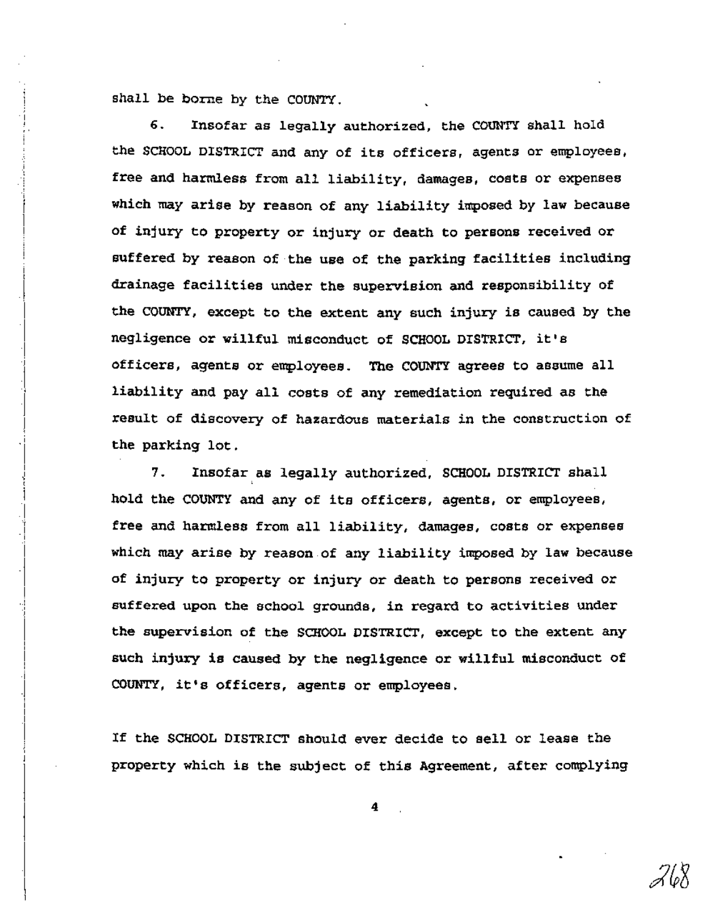shall be borne by the COUNTY.

6. Insofar as legally authorized, the COUNTY shall hold the SCHOOL DISTRICT and any of its officers, agents or employees, free and harmless from all liability, damages, costs or expenses which may arise by reason of any liability imposed by law because of injury to property or injury or death to persons received or suffered by reason of the use of the parking facilities including drainage facilities under the supervision and responsibility of the COUNTY, except to the extent any such injury is caused by the negligence or willful misconduct of SCHOOL DISTRICT, it's officers, agents or employees. The COUNTY agrees to assume all liability and pay all costs of any remediation required as the result of discovery of hazardous materials in the construction of the parking lot.

7. Insofar as legally authorized, SCHOOL DISTRICT shall hold the COUNTY and any of its officers, agents, or employees, free and harmless from all liability, damages, costs or expenses which may arise by reason of any liability imposed by law because of injury to property or injury or death to persons received or suffered upon the school grounds, in regard to activities under the supervision of the SCHOOL DISTRICT, except to the extent any such injury is caused by the negligence or willful misconduct of COUNTY, it's officers, agents or employees.

If the SCHOOL DISTRICT should ever decide to sell or lease the property which is the subject of this Agreement, after complying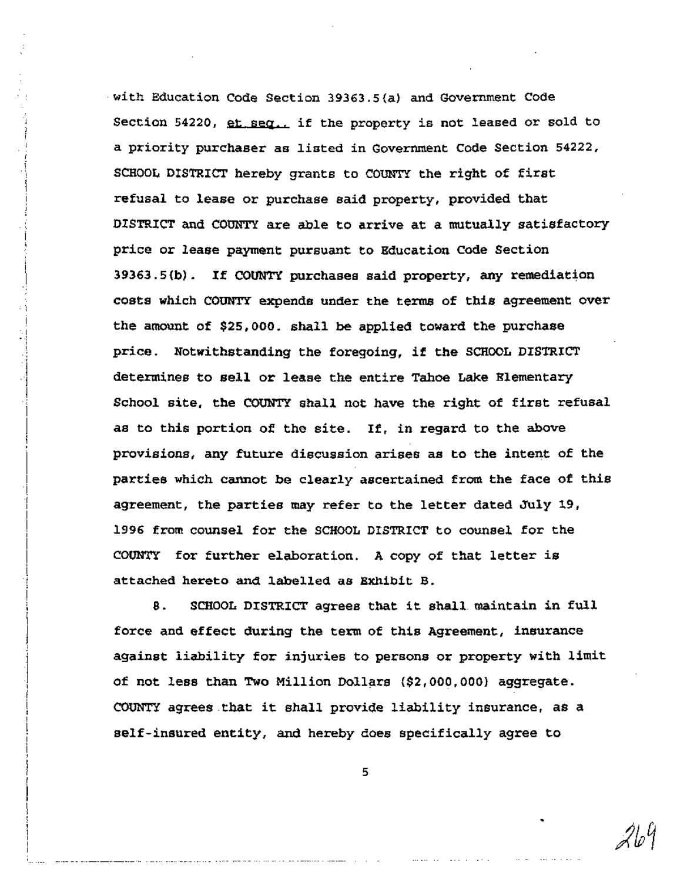with Education Code Section 39363.5(a) and Government Code Section 54220, et seq., if the property is not leased or sold to a priority purchaser as listed in Government Code Section 54222, SCHOOL DISTRICT hereby grants to COUNTY the right of first refusal to lease or purchase said property, provided that DISTRICT and COUNTY are able to arrive at a mutually satisfactory price or lease payment pursuant to Education Code Section 39363.5(b). If COUNTY purchases said property, any remediation costs which COUNTY expends under the terms of this agreement over the amount of $25,000. shall be applied toward the purchase price. Notwithstanding the foregoing, if the SCHOOL DISTRICT determines to sell or lease the entire Tahoe Lake Elementary School site, the COUNTY shall not have the right of first refusal as to this portion of the site. If, in regard to the above provisions, any future discussion arises as to the intent of the parties which cannot be clearly ascertained from the face of this agreement, the parties may refer to the letter dated July 19, 1996 from counsel for the SCHOOL DISTRICT to counsel for the COUNTY for further elaboration. A copy of that letter is attached hereto and labelled as Exhibit B.

8. SCHOOL DISTRICT agrees that it shall maintain in full force and effect during the term of this Agreement, insurance against liability for injuries to persons or property with limit of not less than Two Million Dollars ($2,000,000) aggregate. COUNTY agrees that it shall provide liability insurance, as a self-insured entity, and hereby does specifically agree to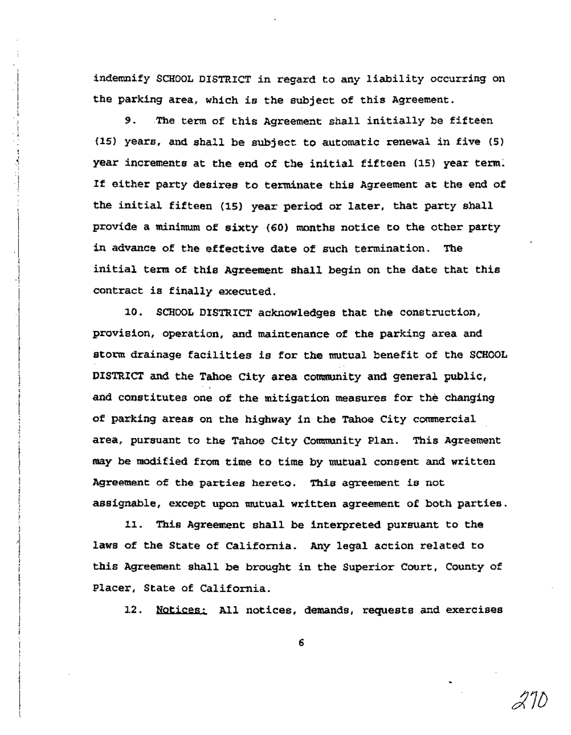indemnify SCHOOL DISTRICT in regard to any liability occurring on the parking area, which is the subject of this Agreement.

9. The term of this Agreement shall initially be fifteen (15) years, and shall be subject to automatic renewal in five (5) year increments at the end of the initial fifteen (15) year term. If either party desires to terminate this Agreement at the end of the initial fifteen (15) year period or later, that party shall provide a minimum of sixty (60) months notice to the other party in advance of the effective date of such termination. The initial term of this Agreement shall begin on the date that this contract is finally executed.

10. SCHOOL DISTRICT acknowledges that the construction, provision, operation, and maintenance of the parking area and storm drainage facilities is for the mutual benefit of the SCHOOL DISTRICT and the Tahoe City area community and general public, and constitutes one of the mitigation measures for the changing of parking areas on the highway in the Tahoe City commercial area, pursuant to the Tahoe City Community Plan. This Agreement may be modified from time to time by mutual consent and written Agreement of the parties hereto. This agreement is not assignable, except upon mutual written agreement of both parties.

11. This Agreement shall be interpreted pursuant to the laws of the State of California. Any legal action related to this Agreement shall be brought in the Superior Court, County of Placer, State of California.

12. Notices: All notices, demands, requests and exercises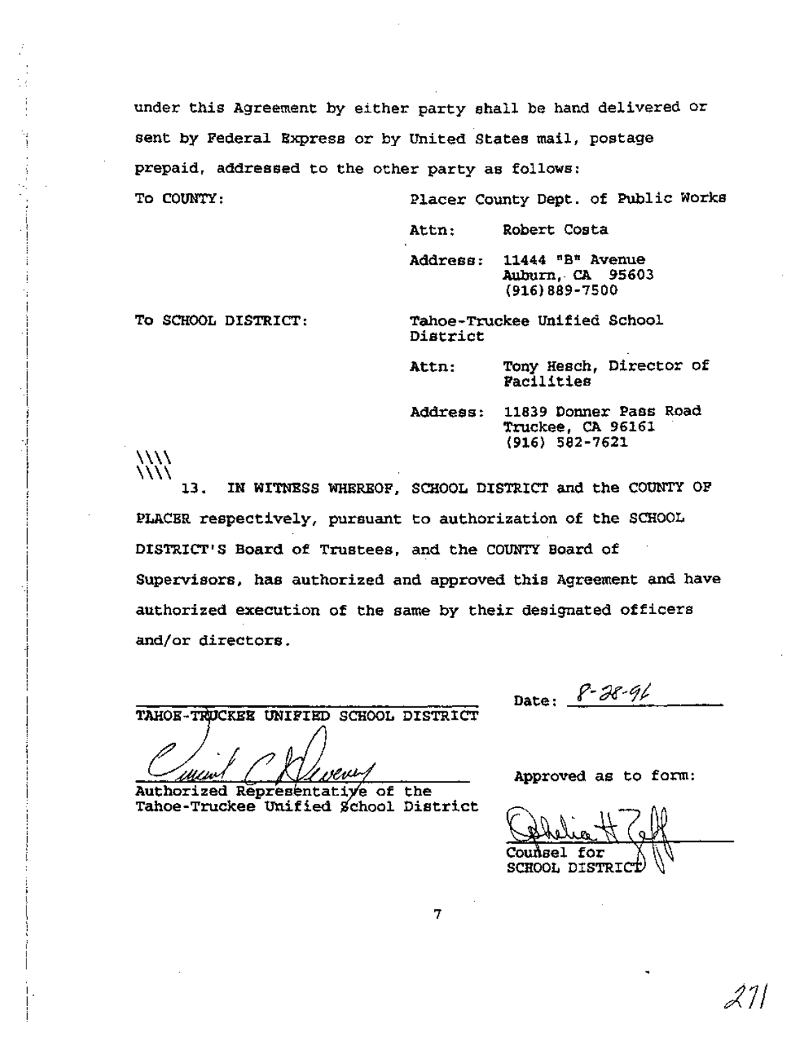under this Agreement by either party shall be hand delivered or sent by Federal Express or by United States mail, postage prepaid, addressed to the other party as follows:

| | |
|---|---|
| To COUNTY: | Placer County Dept. of Public Works |
| | Attn: Robert Costa |
| | Address: 11444 "B" Avenue<br>Auburn, CA 95603<br>(916)889-7500 |
| To SCHOOL DISTRICT: | Tahoe-Truckee Unified School District |
| | Attn: Tony Hesch, Director of Facilities |
| | Address: 11839 Donner Pass Road<br>Truckee, CA 96161<br>(916) 582-7621 |

\\\\
\\\\

13. IN WITNESS WHEREOF, SCHOOL DISTRICT and the COUNTY OF PLACER respectively, pursuant to authorization of the SCHOOL DISTRICT'S Board of Trustees, and the COUNTY Board of Supervisors, has authorized and approved this Agreement and have authorized execution of the same by their designated officers and/or directors.

TAHOE-TRUCKEE UNIFIED SCHOOL DISTRICT

Date: 8-28-96

Authorized Representative of the Tahoe-Truckee Unified School District

Approved as to form:

Counsel for SCHOOL DISTRICT

271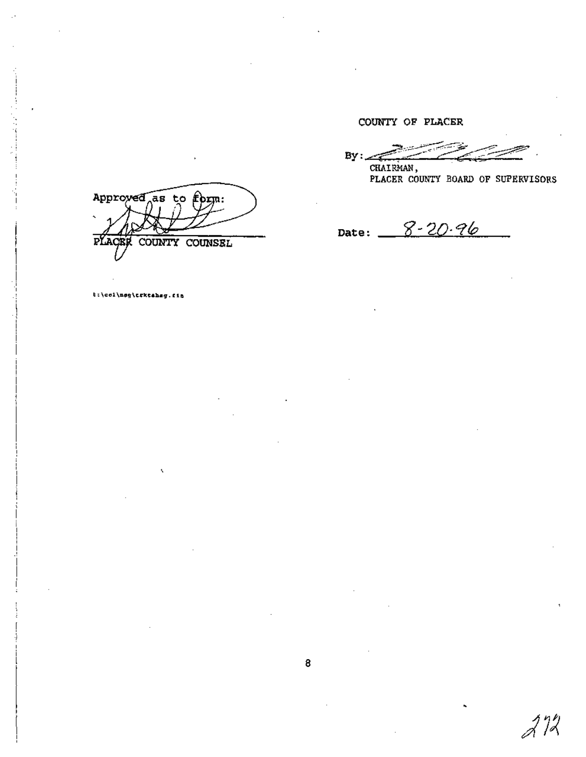COUNTY OF PLACER

By: ______________________
CHAIRMAN,
PLACER COUNTY BOARD OF SUPERVISORS

Date: 8-20-96

Approved as to form:

______________________
PLACER COUNTY COUNSEL

t:\coi\msg\crkcahsg.fin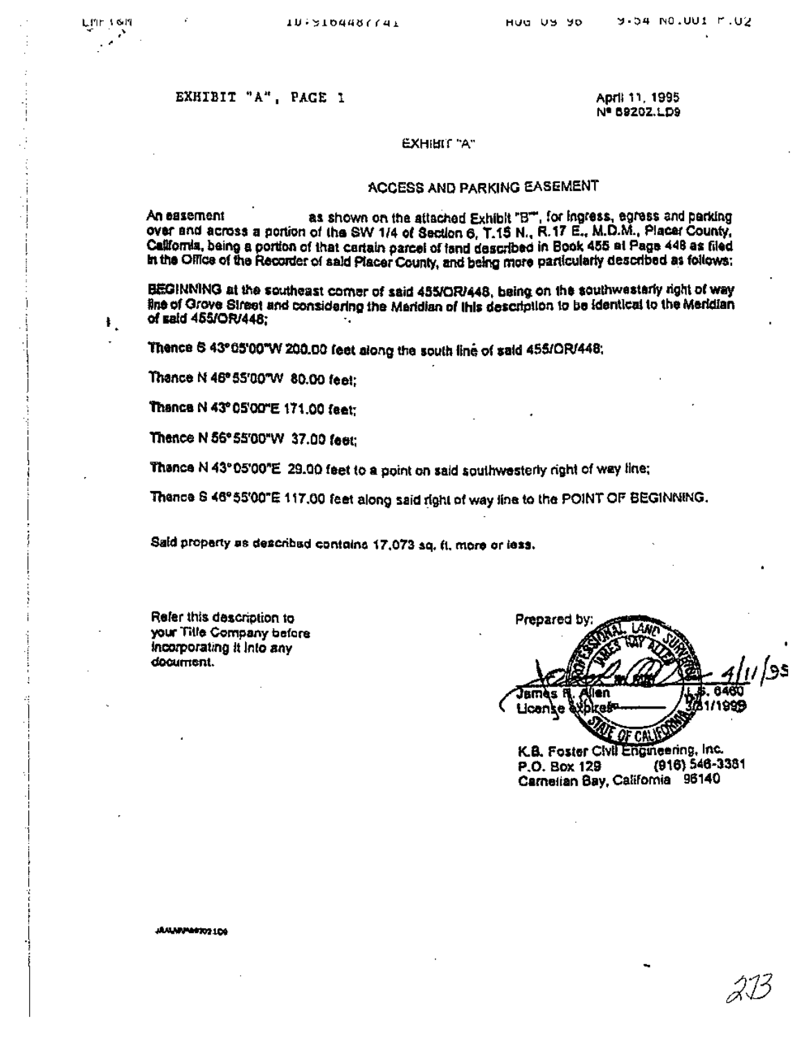EXHIBIT "A", PAGE 1

April 11, 1995
N° 69202.LD9

## EXHIBIT "A"

### ACCESS AND PARKING EASEMENT

An easement as shown on the attached Exhibit "B", for ingress, egress and parking over and across a portion of the SW 1/4 of Section 6, T.15 N., R.17 E., M.D.M., Placer County, California, being a portion of that certain parcel of land described in Book 455 at Page 448 as filed in the Office of the Recorder of said Placer County, and being more particularly described as follows:

BEGINNING at the southeast corner of said 455/OR/448, being on the southwesterly right of way line of Grove Street and considering the Meridian of this description to be identical to the Meridian of said 455/OR/448;

Thence S 43°05'00"W 200.00 feet along the south line of said 455/OR/448;

Thence N 46°55'00"W 80.00 feet;

Thence N 43°05'00"E 171.00 feet;

Thence N 56°55'00"W 37.00 feet;

Thence N 43°05'00"E 29.00 feet to a point on said southwesterly right of way line;

Thence S 46°55'00"E 117.00 feet along said right of way line to the POINT OF BEGINNING.

Said property as described contains 17,073 sq. ft. more or less.

Refer this description to your Title Company before incorporating it into any document.

Prepared by:

4/11/95

James R. Allen
L.S. 6460
License expires 3/31/1999

K.B. Foster Civil Engineering, Inc.
P.O. Box 129 (916) 546-3381
Carnelian Bay, California 96140

JRA/WP69202.LD9